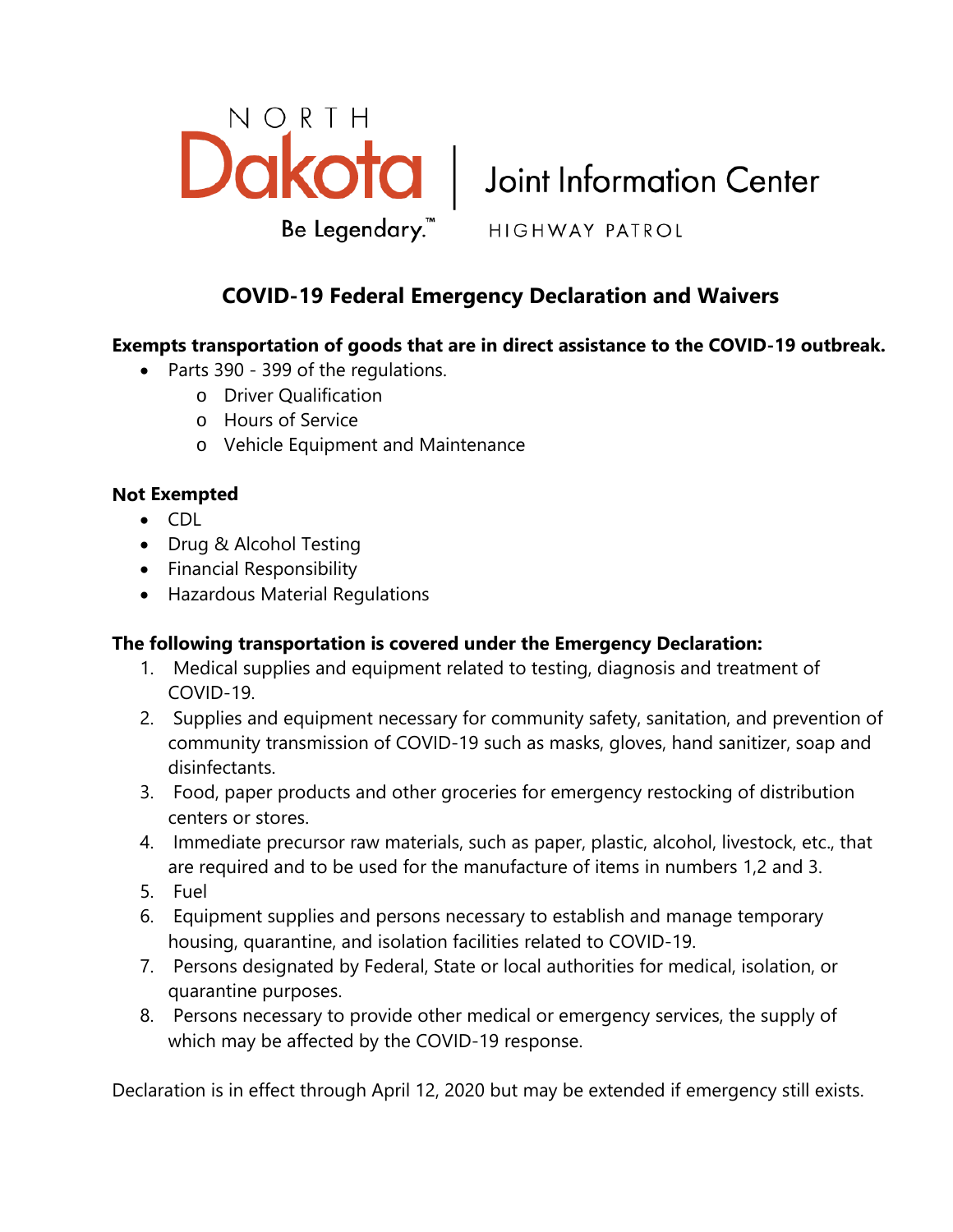NORTH Dakota | Joint Information Center

Be Legendary.™ HIGHWAY PATROL

# COVID-19 Federal Emergency Declaration and Waivers

**Exempts transportation of goods that are in direct assistance to the COVID-19 outbreak.**

- Parts 390 - 399 of the regulations.
  - Driver Qualification
  - Hours of Service
  - Vehicle Equipment and Maintenance

**Not Exempted**

- CDL
- Drug & Alcohol Testing
- Financial Responsibility
- Hazardous Material Regulations

**The following transportation is covered under the Emergency Declaration:**

1. Medical supplies and equipment related to testing, diagnosis and treatment of COVID-19.
2. Supplies and equipment necessary for community safety, sanitation, and prevention of community transmission of COVID-19 such as masks, gloves, hand sanitizer, soap and disinfectants.
3. Food, paper products and other groceries for emergency restocking of distribution centers or stores.
4. Immediate precursor raw materials, such as paper, plastic, alcohol, livestock, etc., that are required and to be used for the manufacture of items in numbers 1,2 and 3.
5. Fuel
6. Equipment supplies and persons necessary to establish and manage temporary housing, quarantine, and isolation facilities related to COVID-19.
7. Persons designated by Federal, State or local authorities for medical, isolation, or quarantine purposes.
8. Persons necessary to provide other medical or emergency services, the supply of which may be affected by the COVID-19 response.

Declaration is in effect through April 12, 2020 but may be extended if emergency still exists.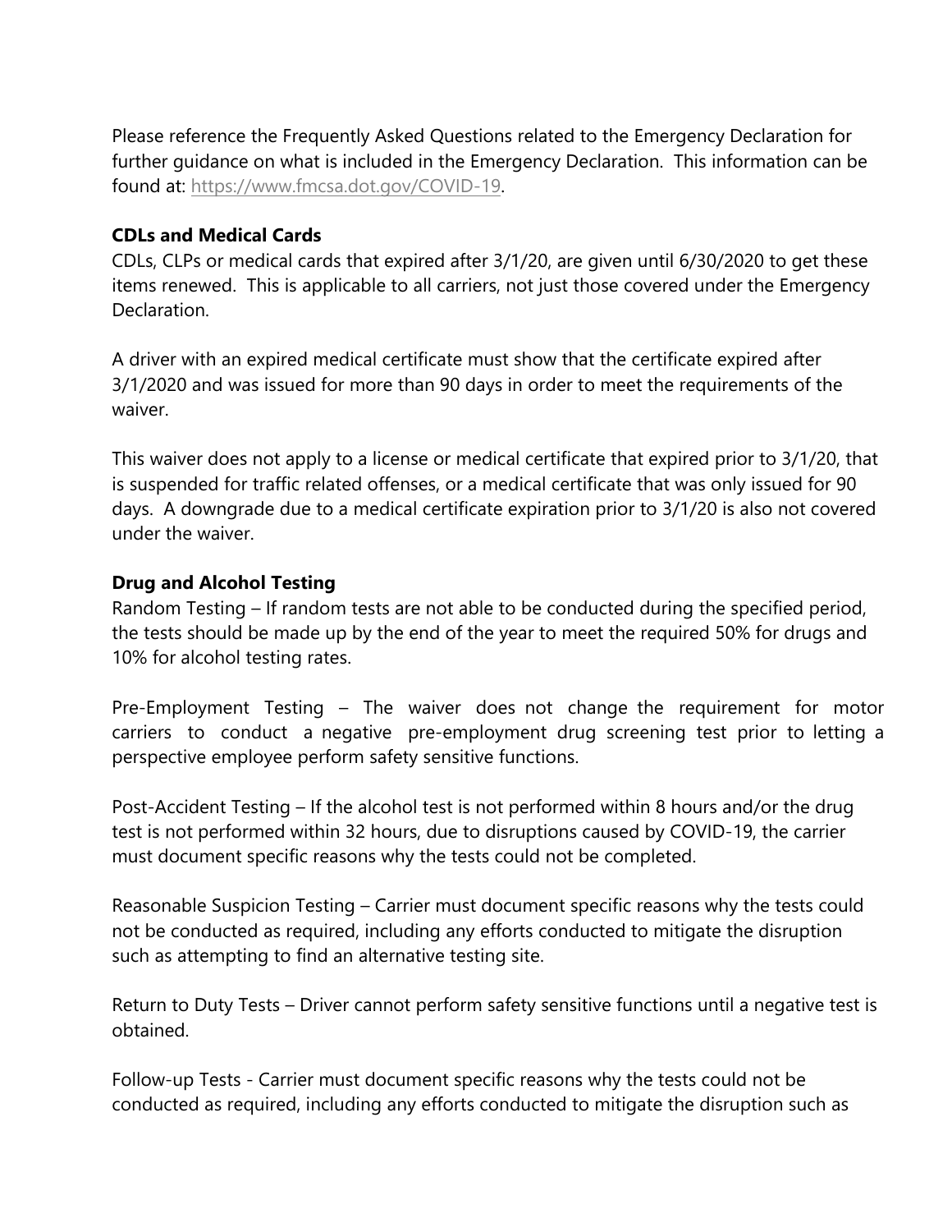Please reference the Frequently Asked Questions related to the Emergency Declaration for further guidance on what is included in the Emergency Declaration. This information can be found at: https://www.fmcsa.dot.gov/COVID-19.

**CDLs and Medical Cards**

CDLs, CLPs or medical cards that expired after 3/1/20, are given until 6/30/2020 to get these items renewed. This is applicable to all carriers, not just those covered under the Emergency Declaration.

A driver with an expired medical certificate must show that the certificate expired after 3/1/2020 and was issued for more than 90 days in order to meet the requirements of the waiver.

This waiver does not apply to a license or medical certificate that expired prior to 3/1/20, that is suspended for traffic related offenses, or a medical certificate that was only issued for 90 days. A downgrade due to a medical certificate expiration prior to 3/1/20 is also not covered under the waiver.

**Drug and Alcohol Testing**

Random Testing – If random tests are not able to be conducted during the specified period, the tests should be made up by the end of the year to meet the required 50% for drugs and 10% for alcohol testing rates.

Pre-Employment Testing – The waiver does not change the requirement for motor carriers to conduct a negative pre-employment drug screening test prior to letting a perspective employee perform safety sensitive functions.

Post-Accident Testing – If the alcohol test is not performed within 8 hours and/or the drug test is not performed within 32 hours, due to disruptions caused by COVID-19, the carrier must document specific reasons why the tests could not be completed.

Reasonable Suspicion Testing – Carrier must document specific reasons why the tests could not be conducted as required, including any efforts conducted to mitigate the disruption such as attempting to find an alternative testing site.

Return to Duty Tests – Driver cannot perform safety sensitive functions until a negative test is obtained.

Follow-up Tests - Carrier must document specific reasons why the tests could not be conducted as required, including any efforts conducted to mitigate the disruption such as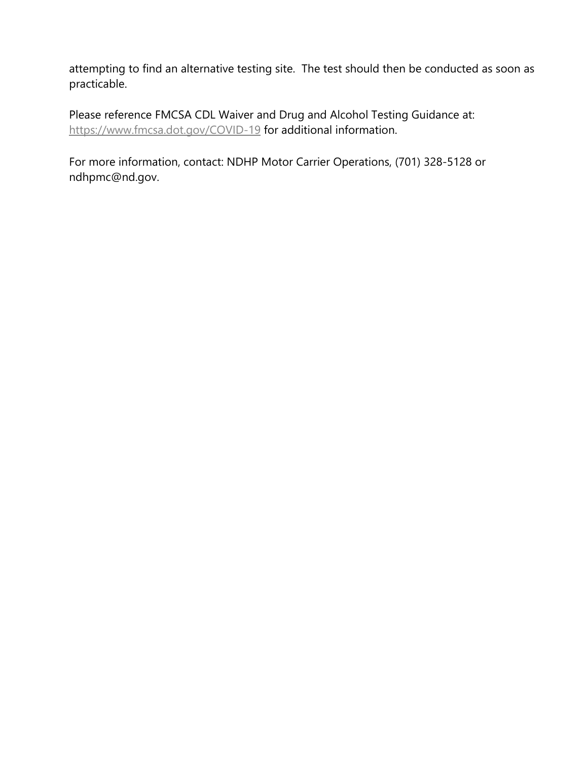attempting to find an alternative testing site. The test should then be conducted as soon as practicable.

Please reference FMCSA CDL Waiver and Drug and Alcohol Testing Guidance at: https://www.fmcsa.dot.gov/COVID-19 for additional information.

For more information, contact: NDHP Motor Carrier Operations, (701) 328-5128 or ndhpmc@nd.gov.